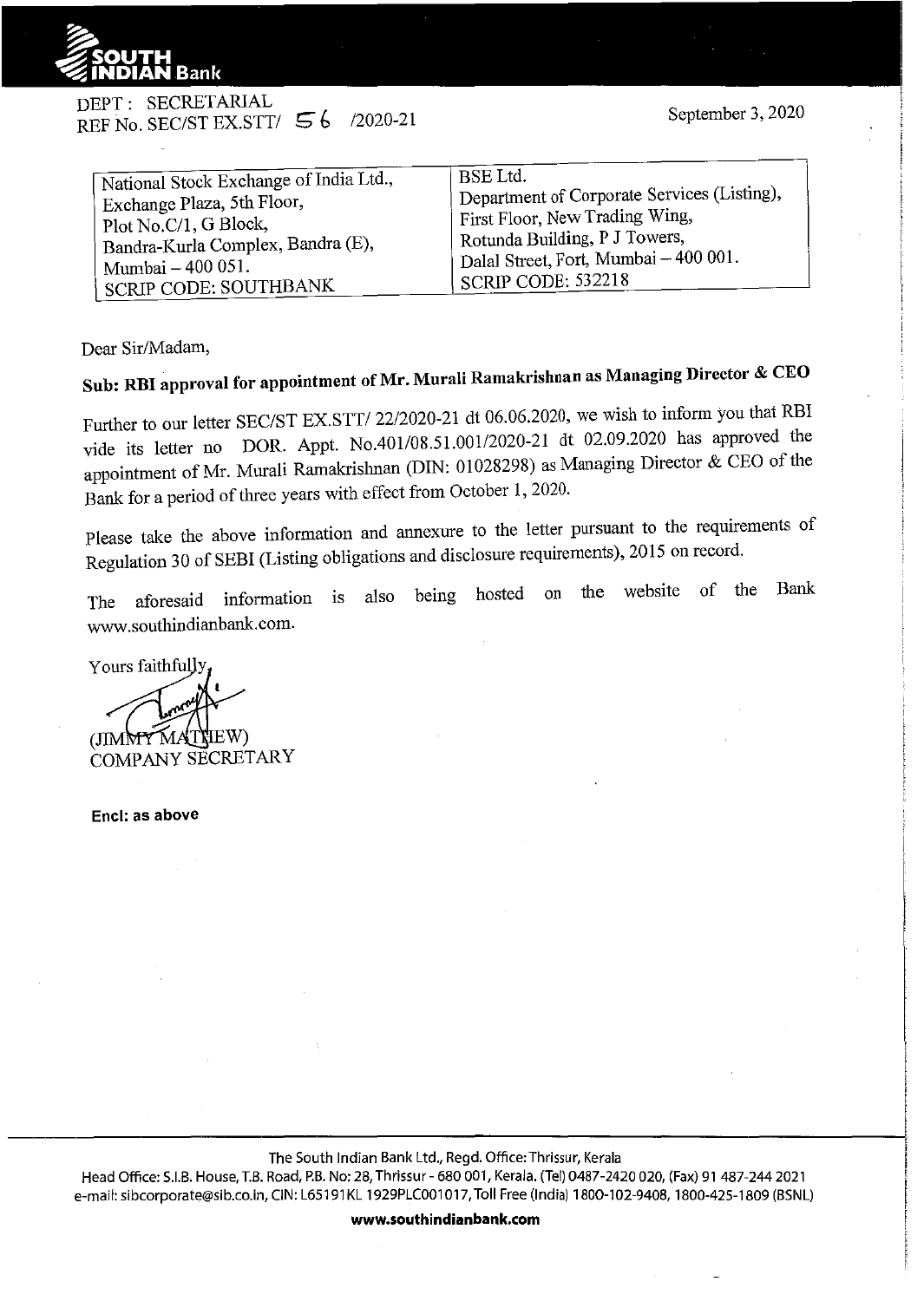SOUTH INDIAN Bank

DEPT : SECRETARIAL
REF No. SEC/ST EX.STT/ 56 /2020-21

September 3, 2020

| National Stock Exchange of India Ltd., | BSE Ltd. |
|---|---|
| Exchange Plaza, 5th Floor, | Department of Corporate Services (Listing), |
| Plot No.C/1, G Block, | First Floor, New Trading Wing, |
| Bandra-Kurla Complex, Bandra (E), | Rotunda Building, P J Towers, |
| Mumbai – 400 051. | Dalal Street, Fort, Mumbai – 400 001. |
| SCRIP CODE: SOUTHBANK | SCRIP CODE: 532218 |

Dear Sir/Madam,

**Sub: RBI approval for appointment of Mr. Murali Ramakrishnan as Managing Director & CEO**

Further to our letter SEC/ST EX.STT/ 22/2020-21 dt 06.06.2020, we wish to inform you that RBI vide its letter no DOR. Appt. No.401/08.51.001/2020-21 dt 02.09.2020 has approved the appointment of Mr. Murali Ramakrishnan (DIN: 01028298) as Managing Director & CEO of the Bank for a period of three years with effect from October 1, 2020.

Please take the above information and annexure to the letter pursuant to the requirements of Regulation 30 of SEBI (Listing obligations and disclosure requirements), 2015 on record.

The aforesaid information is also being hosted on the website of the Bank www.southindianbank.com.

Yours faithfully,

(JIMMY MATHEW)
COMPANY SECRETARY

**Encl: as above**

The South Indian Bank Ltd., Regd. Office: Thrissur, Kerala
Head Office: S.I.B. House, T.B. Road, P.B. No: 28, Thrissur - 680 001, Kerala. (Tel) 0487-2420 020, (Fax) 91 487-244 2021
e-mail: sibcorporate@sib.co.in, CIN: L65191KL 1929PLC001017, Toll Free (India) 1800-102-9408, 1800-425-1809 (BSNL)

**www.southindianbank.com**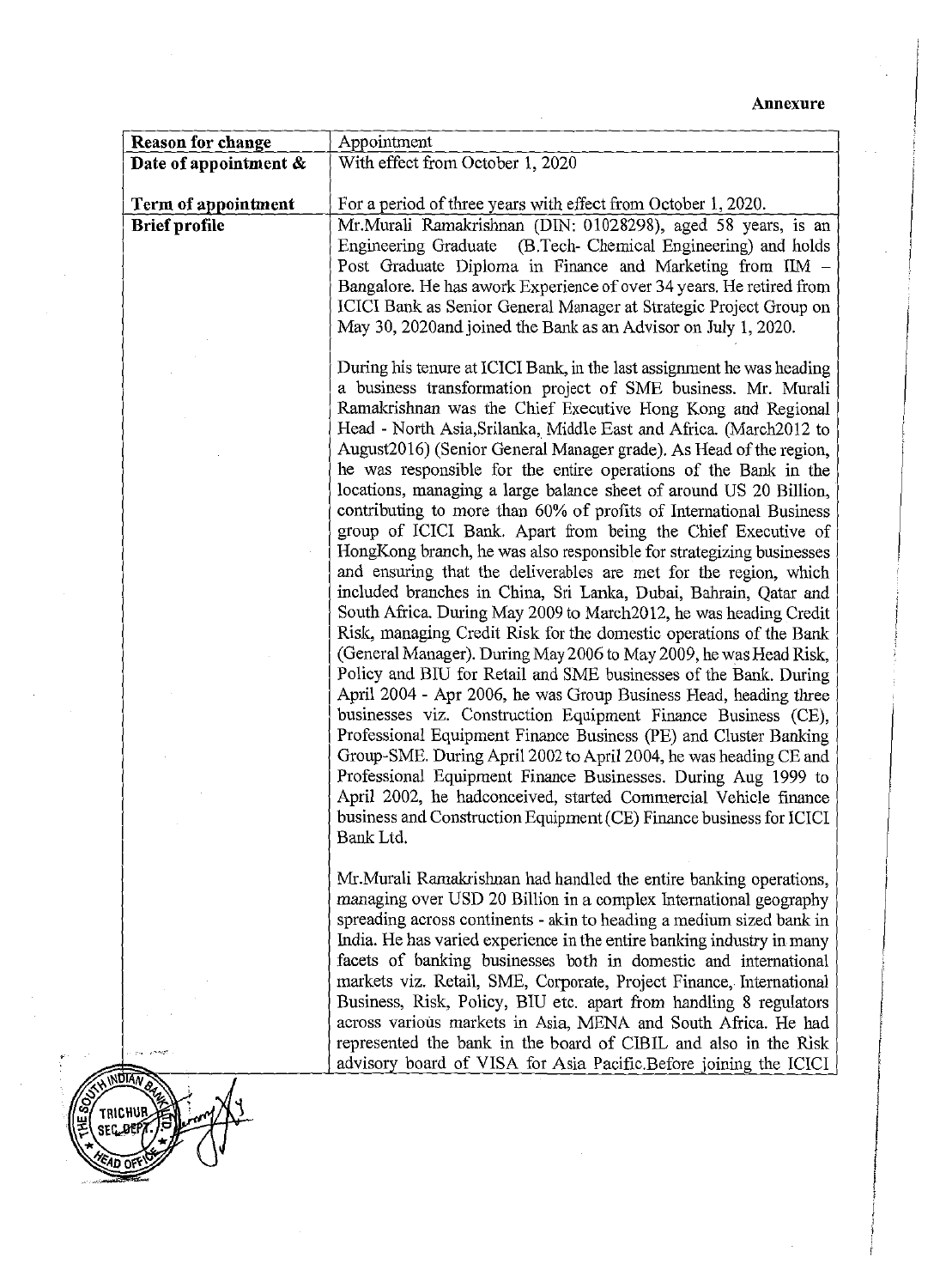**Annexure**

| **Reason for change** | Appointment |
|---|---|
| **Date of appointment &** | With effect from October 1, 2020 |
| **Term of appointment** | For a period of three years with effect from October 1, 2020. |
| **Brief profile** | Mr.Murali Ramakrishnan (DIN: 01028298), aged 58 years, is an Engineering Graduate (B.Tech- Chemical Engineering) and holds Post Graduate Diploma in Finance and Marketing from IIM – Bangalore. He has awork Experience of over 34 years. He retired from ICICI Bank as Senior General Manager at Strategic Project Group on May 30, 2020and joined the Bank as an Advisor on July 1, 2020.<br><br>During his tenure at ICICI Bank, in the last assignment he was heading a business transformation project of SME business. Mr. Murali Ramakrishnan was the Chief Executive Hong Kong and Regional Head - North Asia,Srilanka, Middle East and Africa. (March2012 to August2016) (Senior General Manager grade). As Head of the region, he was responsible for the entire operations of the Bank in the locations, managing a large balance sheet of around US 20 Billion, contributing to more than 60% of profits of International Business group of ICICI Bank. Apart from being the Chief Executive of HongKong branch, he was also responsible for strategizing businesses and ensuring that the deliverables are met for the region, which included branches in China, Sri Lanka, Dubai, Bahrain, Qatar and South Africa. During May 2009 to March2012, he was heading Credit Risk, managing Credit Risk for the domestic operations of the Bank (General Manager). During May 2006 to May 2009, he was Head Risk, Policy and BIU for Retail and SME businesses of the Bank. During April 2004 - Apr 2006, he was Group Business Head, heading three businesses viz. Construction Equipment Finance Business (CE), Professional Equipment Finance Business (PE) and Cluster Banking Group-SME. During April 2002 to April 2004, he was heading CE and Professional Equipment Finance Businesses. During Aug 1999 to April 2002, he hadconceived, started Commercial Vehicle finance business and Construction Equipment (CE) Finance business for ICICI Bank Ltd.<br><br>Mr.Murali Ramakrishnan had handled the entire banking operations, managing over USD 20 Billion in a complex International geography spreading across continents - akin to heading a medium sized bank in India. He has varied experience in the entire banking industry in many facets of banking businesses both in domestic and international markets viz. Retail, SME, Corporate, Project Finance, International Business, Risk, Policy, BIU etc. apart from handling 8 regulators across various markets in Asia, MENA and South Africa. He had represented the bank in the board of CIBIL and also in the Risk advisory board of VISA for Asia Pacific.Before joining the ICICI |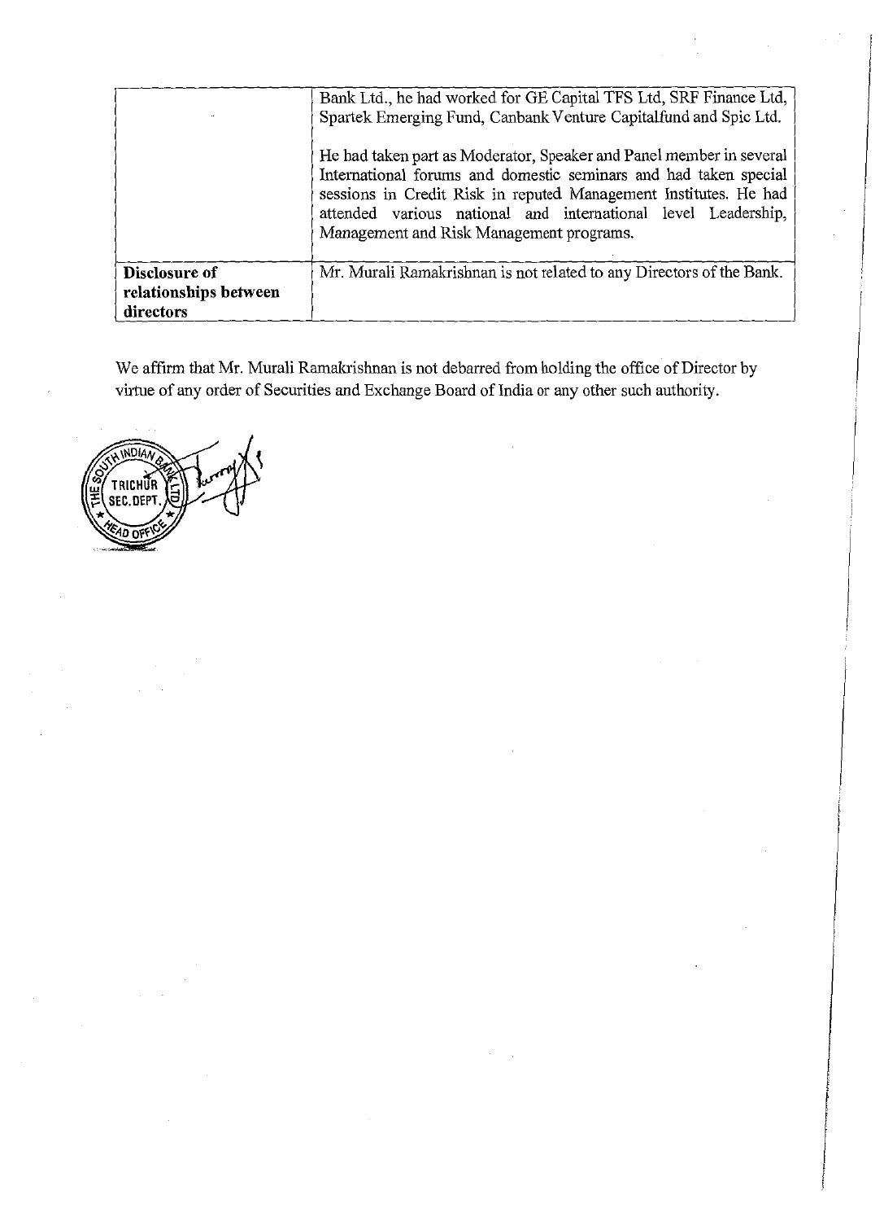| | |
|---|---|
| | Bank Ltd., he had worked for GE Capital TFS Ltd, SRF Finance Ltd, Spartek Emerging Fund, Canbank Venture Capitalfund and Spic Ltd.<br><br>He had taken part as Moderator, Speaker and Panel member in several International forums and domestic seminars and had taken special sessions in Credit Risk in reputed Management Institutes. He had attended various national and international level Leadership, Management and Risk Management programs. |
| **Disclosure of relationships between directors** | Mr. Murali Ramakrishnan is not related to any Directors of the Bank. |

We affirm that Mr. Murali Ramakrishnan is not debarred from holding the office of Director by virtue of any order of Securities and Exchange Board of India or any other such authority.

THE SOUTH INDIAN BANK LTD
TRICHUR
SEC. DEPT.
HEAD OFFICE